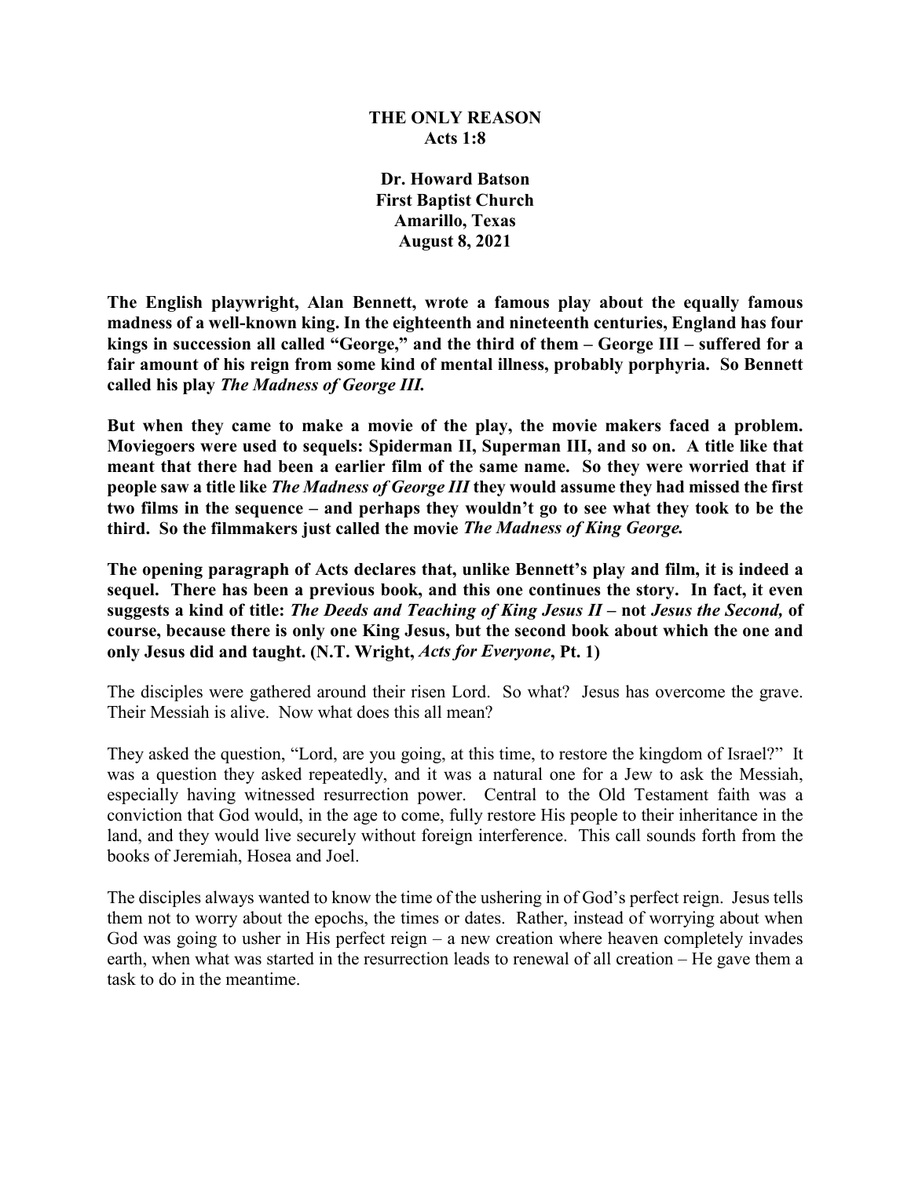# THE ONLY REASON

**Acts 1:8**

**Dr. Howard Batson**
**First Baptist Church**
**Amarillo, Texas**
**August 8, 2021**

**The English playwright, Alan Bennett, wrote a famous play about the equally famous madness of a well-known king. In the eighteenth and nineteenth centuries, England has four kings in succession all called "George," and the third of them – George III – suffered for a fair amount of his reign from some kind of mental illness, probably porphyria. So Bennett called his play *The Madness of George III.***

**But when they came to make a movie of the play, the movie makers faced a problem. Moviegoers were used to sequels: Spiderman II, Superman III, and so on. A title like that meant that there had been a earlier film of the same name. So they were worried that if people saw a title like *The Madness of George III* they would assume they had missed the first two films in the sequence – and perhaps they wouldn't go to see what they took to be the third. So the filmmakers just called the movie *The Madness of King George.***

**The opening paragraph of Acts declares that, unlike Bennett's play and film, it is indeed a sequel. There has been a previous book, and this one continues the story. In fact, it even suggests a kind of title: *The Deeds and Teaching of King Jesus II* – not *Jesus the Second,* of course, because there is only one King Jesus, but the second book about which the one and only Jesus did and taught. (N.T. Wright, *Acts for Everyone*, Pt. 1)**

The disciples were gathered around their risen Lord. So what? Jesus has overcome the grave. Their Messiah is alive. Now what does this all mean?

They asked the question, "Lord, are you going, at this time, to restore the kingdom of Israel?" It was a question they asked repeatedly, and it was a natural one for a Jew to ask the Messiah, especially having witnessed resurrection power. Central to the Old Testament faith was a conviction that God would, in the age to come, fully restore His people to their inheritance in the land, and they would live securely without foreign interference. This call sounds forth from the books of Jeremiah, Hosea and Joel.

The disciples always wanted to know the time of the ushering in of God's perfect reign. Jesus tells them not to worry about the epochs, the times or dates. Rather, instead of worrying about when God was going to usher in His perfect reign – a new creation where heaven completely invades earth, when what was started in the resurrection leads to renewal of all creation – He gave them a task to do in the meantime.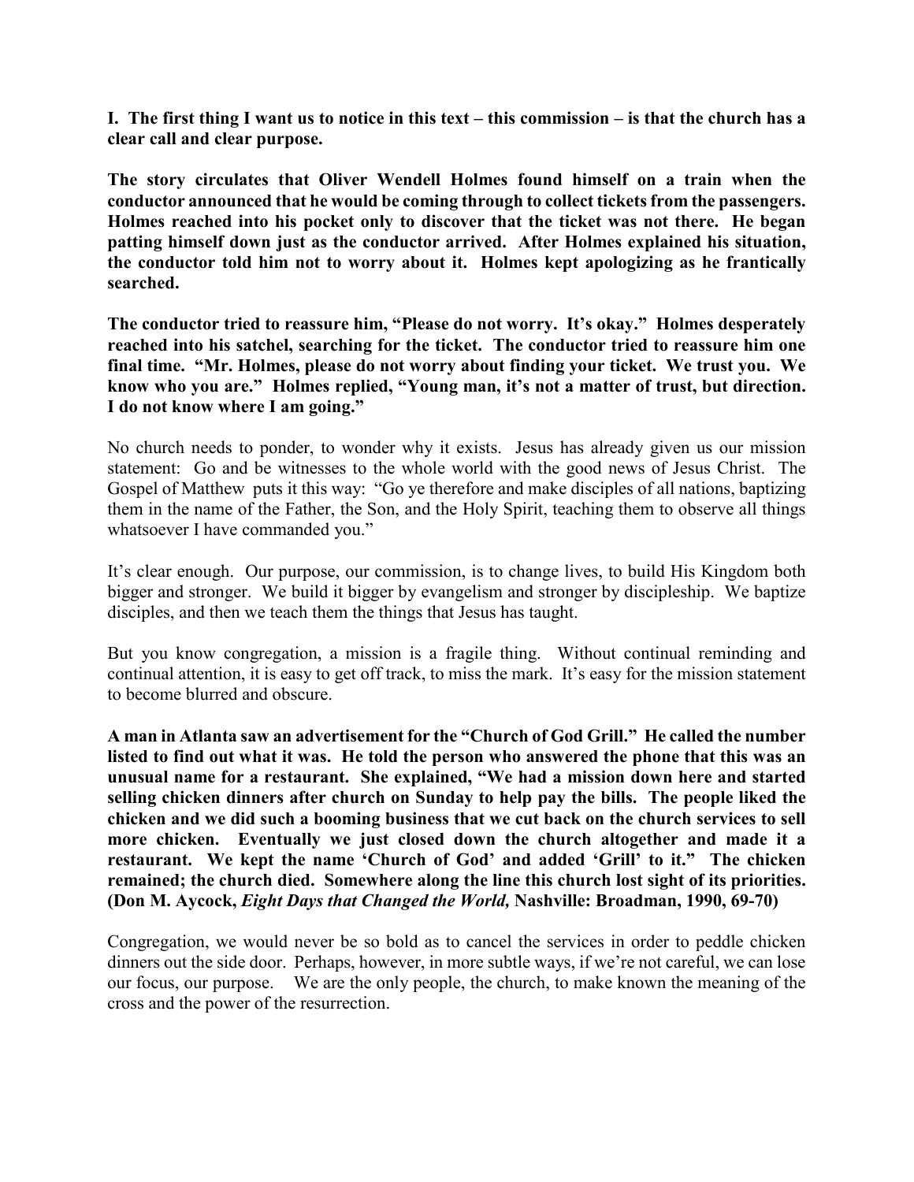**I. The first thing I want us to notice in this text – this commission – is that the church has a clear call and clear purpose.**

**The story circulates that Oliver Wendell Holmes found himself on a train when the conductor announced that he would be coming through to collect tickets from the passengers. Holmes reached into his pocket only to discover that the ticket was not there. He began patting himself down just as the conductor arrived. After Holmes explained his situation, the conductor told him not to worry about it. Holmes kept apologizing as he frantically searched.**

**The conductor tried to reassure him, "Please do not worry. It's okay." Holmes desperately reached into his satchel, searching for the ticket. The conductor tried to reassure him one final time. "Mr. Holmes, please do not worry about finding your ticket. We trust you. We know who you are." Holmes replied, "Young man, it's not a matter of trust, but direction. I do not know where I am going."**

No church needs to ponder, to wonder why it exists. Jesus has already given us our mission statement: Go and be witnesses to the whole world with the good news of Jesus Christ. The Gospel of Matthew puts it this way: "Go ye therefore and make disciples of all nations, baptizing them in the name of the Father, the Son, and the Holy Spirit, teaching them to observe all things whatsoever I have commanded you."

It's clear enough. Our purpose, our commission, is to change lives, to build His Kingdom both bigger and stronger. We build it bigger by evangelism and stronger by discipleship. We baptize disciples, and then we teach them the things that Jesus has taught.

But you know congregation, a mission is a fragile thing. Without continual reminding and continual attention, it is easy to get off track, to miss the mark. It's easy for the mission statement to become blurred and obscure.

**A man in Atlanta saw an advertisement for the "Church of God Grill." He called the number listed to find out what it was. He told the person who answered the phone that this was an unusual name for a restaurant. She explained, "We had a mission down here and started selling chicken dinners after church on Sunday to help pay the bills. The people liked the chicken and we did such a booming business that we cut back on the church services to sell more chicken. Eventually we just closed down the church altogether and made it a restaurant. We kept the name 'Church of God' and added 'Grill' to it." The chicken remained; the church died. Somewhere along the line this church lost sight of its priorities. (Don M. Aycock, *Eight Days that Changed the World,* Nashville: Broadman, 1990, 69-70)**

Congregation, we would never be so bold as to cancel the services in order to peddle chicken dinners out the side door. Perhaps, however, in more subtle ways, if we're not careful, we can lose our focus, our purpose. We are the only people, the church, to make known the meaning of the cross and the power of the resurrection.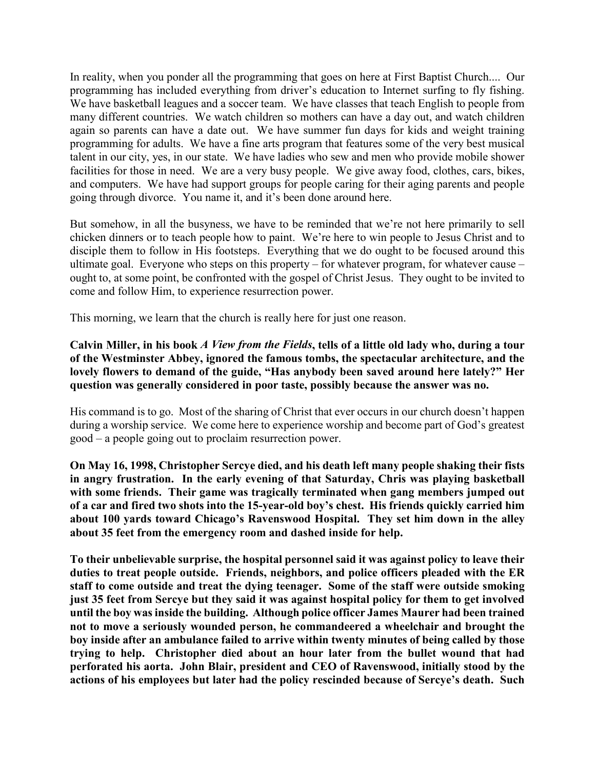In reality, when you ponder all the programming that goes on here at First Baptist Church.... Our programming has included everything from driver's education to Internet surfing to fly fishing. We have basketball leagues and a soccer team. We have classes that teach English to people from many different countries. We watch children so mothers can have a day out, and watch children again so parents can have a date out. We have summer fun days for kids and weight training programming for adults. We have a fine arts program that features some of the very best musical talent in our city, yes, in our state. We have ladies who sew and men who provide mobile shower facilities for those in need. We are a very busy people. We give away food, clothes, cars, bikes, and computers. We have had support groups for people caring for their aging parents and people going through divorce. You name it, and it's been done around here.

But somehow, in all the busyness, we have to be reminded that we're not here primarily to sell chicken dinners or to teach people how to paint. We're here to win people to Jesus Christ and to disciple them to follow in His footsteps. Everything that we do ought to be focused around this ultimate goal. Everyone who steps on this property – for whatever program, for whatever cause – ought to, at some point, be confronted with the gospel of Christ Jesus. They ought to be invited to come and follow Him, to experience resurrection power.

This morning, we learn that the church is really here for just one reason.

**Calvin Miller, in his book *A View from the Fields*, tells of a little old lady who, during a tour of the Westminster Abbey, ignored the famous tombs, the spectacular architecture, and the lovely flowers to demand of the guide, "Has anybody been saved around here lately?" Her question was generally considered in poor taste, possibly because the answer was no.**

His command is to go. Most of the sharing of Christ that ever occurs in our church doesn't happen during a worship service. We come here to experience worship and become part of God's greatest good – a people going out to proclaim resurrection power.

**On May 16, 1998, Christopher Sercye died, and his death left many people shaking their fists in angry frustration. In the early evening of that Saturday, Chris was playing basketball with some friends. Their game was tragically terminated when gang members jumped out of a car and fired two shots into the 15-year-old boy's chest. His friends quickly carried him about 100 yards toward Chicago's Ravenswood Hospital. They set him down in the alley about 35 feet from the emergency room and dashed inside for help.**

**To their unbelievable surprise, the hospital personnel said it was against policy to leave their duties to treat people outside. Friends, neighbors, and police officers pleaded with the ER staff to come outside and treat the dying teenager. Some of the staff were outside smoking just 35 feet from Sercye but they said it was against hospital policy for them to get involved until the boy was inside the building. Although police officer James Maurer had been trained not to move a seriously wounded person, he commandeered a wheelchair and brought the boy inside after an ambulance failed to arrive within twenty minutes of being called by those trying to help. Christopher died about an hour later from the bullet wound that had perforated his aorta. John Blair, president and CEO of Ravenswood, initially stood by the actions of his employees but later had the policy rescinded because of Sercye's death. Such**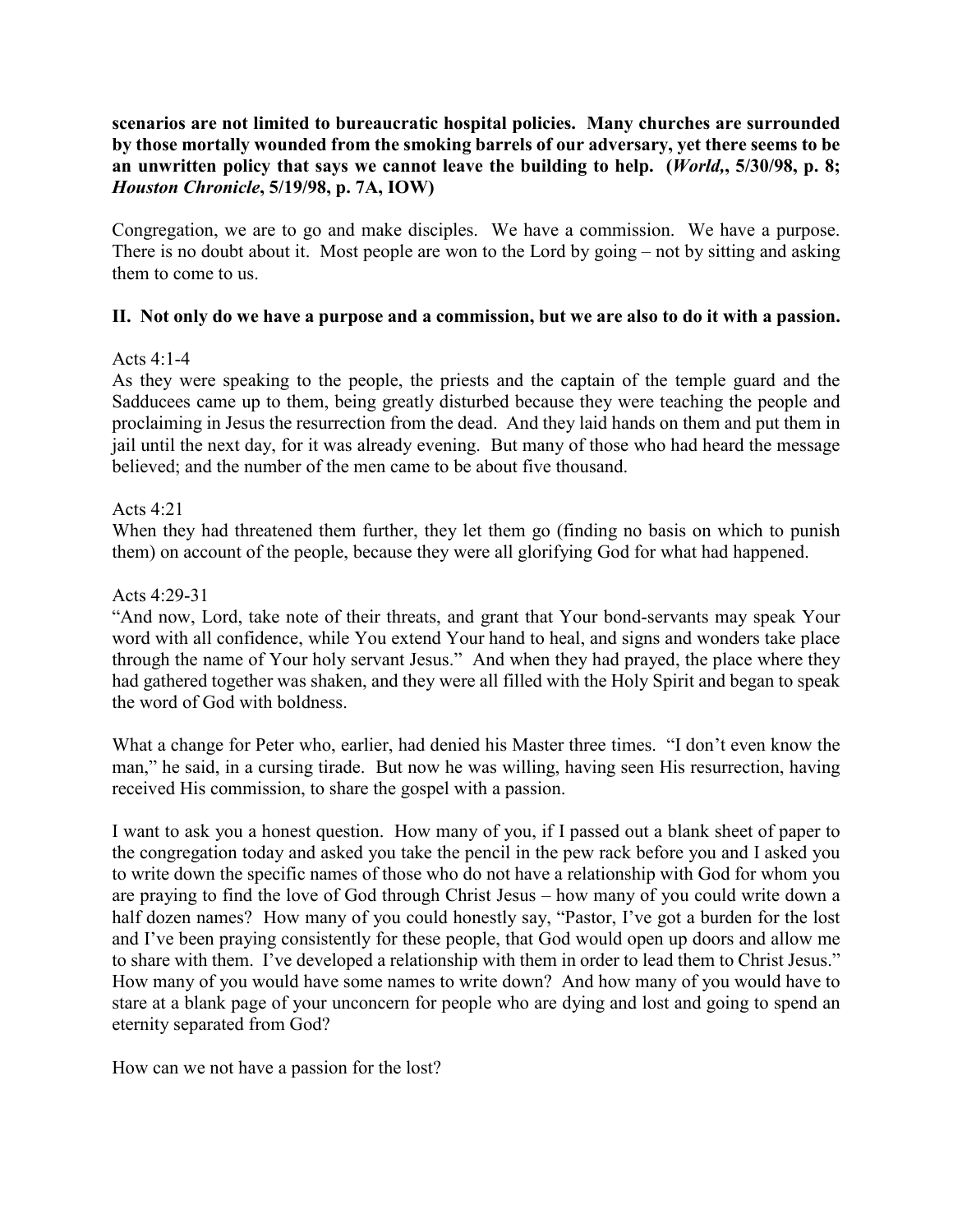**scenarios are not limited to bureaucratic hospital policies. Many churches are surrounded by those mortally wounded from the smoking barrels of our adversary, yet there seems to be an unwritten policy that says we cannot leave the building to help. (*World*,, 5/30/98, p. 8; *Houston Chronicle*, 5/19/98, p. 7A, IOW)**

Congregation, we are to go and make disciples. We have a commission. We have a purpose. There is no doubt about it. Most people are won to the Lord by going – not by sitting and asking them to come to us.

**II. Not only do we have a purpose and a commission, but we are also to do it with a passion.**

Acts 4:1-4
As they were speaking to the people, the priests and the captain of the temple guard and the Sadducees came up to them, being greatly disturbed because they were teaching the people and proclaiming in Jesus the resurrection from the dead. And they laid hands on them and put them in jail until the next day, for it was already evening. But many of those who had heard the message believed; and the number of the men came to be about five thousand.

Acts 4:21
When they had threatened them further, they let them go (finding no basis on which to punish them) on account of the people, because they were all glorifying God for what had happened.

Acts 4:29-31
"And now, Lord, take note of their threats, and grant that Your bond-servants may speak Your word with all confidence, while You extend Your hand to heal, and signs and wonders take place through the name of Your holy servant Jesus." And when they had prayed, the place where they had gathered together was shaken, and they were all filled with the Holy Spirit and began to speak the word of God with boldness.

What a change for Peter who, earlier, had denied his Master three times. "I don't even know the man," he said, in a cursing tirade. But now he was willing, having seen His resurrection, having received His commission, to share the gospel with a passion.

I want to ask you a honest question. How many of you, if I passed out a blank sheet of paper to the congregation today and asked you take the pencil in the pew rack before you and I asked you to write down the specific names of those who do not have a relationship with God for whom you are praying to find the love of God through Christ Jesus – how many of you could write down a half dozen names? How many of you could honestly say, "Pastor, I've got a burden for the lost and I've been praying consistently for these people, that God would open up doors and allow me to share with them. I've developed a relationship with them in order to lead them to Christ Jesus." How many of you would have some names to write down? And how many of you would have to stare at a blank page of your unconcern for people who are dying and lost and going to spend an eternity separated from God?

How can we not have a passion for the lost?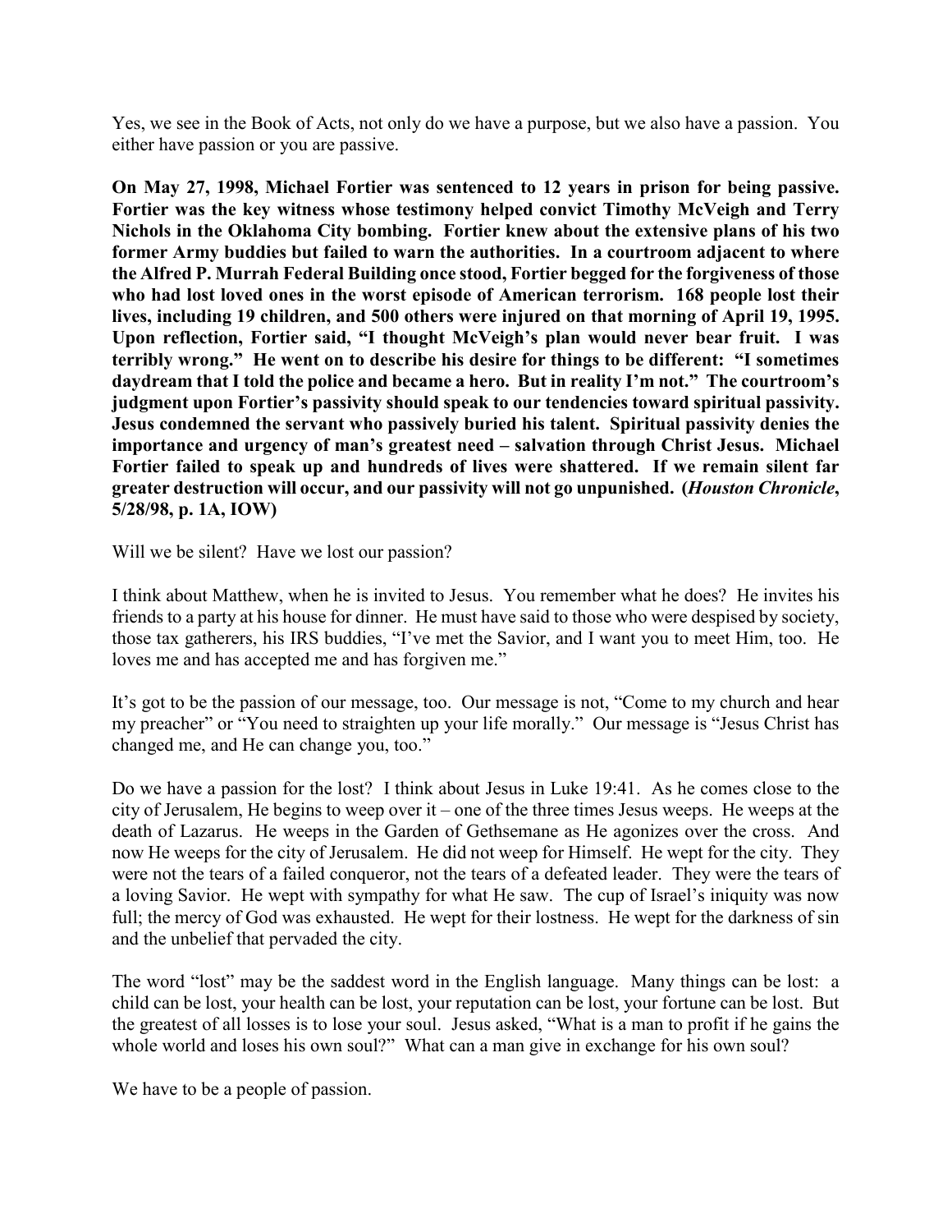Yes, we see in the Book of Acts, not only do we have a purpose, but we also have a passion. You either have passion or you are passive.

**On May 27, 1998, Michael Fortier was sentenced to 12 years in prison for being passive. Fortier was the key witness whose testimony helped convict Timothy McVeigh and Terry Nichols in the Oklahoma City bombing. Fortier knew about the extensive plans of his two former Army buddies but failed to warn the authorities. In a courtroom adjacent to where the Alfred P. Murrah Federal Building once stood, Fortier begged for the forgiveness of those who had lost loved ones in the worst episode of American terrorism. 168 people lost their lives, including 19 children, and 500 others were injured on that morning of April 19, 1995. Upon reflection, Fortier said, "I thought McVeigh's plan would never bear fruit. I was terribly wrong." He went on to describe his desire for things to be different: "I sometimes daydream that I told the police and became a hero. But in reality I'm not." The courtroom's judgment upon Fortier's passivity should speak to our tendencies toward spiritual passivity. Jesus condemned the servant who passively buried his talent. Spiritual passivity denies the importance and urgency of man's greatest need – salvation through Christ Jesus. Michael Fortier failed to speak up and hundreds of lives were shattered. If we remain silent far greater destruction will occur, and our passivity will not go unpunished. (*Houston Chronicle*, 5/28/98, p. 1A, IOW)**

Will we be silent? Have we lost our passion?

I think about Matthew, when he is invited to Jesus. You remember what he does? He invites his friends to a party at his house for dinner. He must have said to those who were despised by society, those tax gatherers, his IRS buddies, "I've met the Savior, and I want you to meet Him, too. He loves me and has accepted me and has forgiven me."

It's got to be the passion of our message, too. Our message is not, "Come to my church and hear my preacher" or "You need to straighten up your life morally." Our message is "Jesus Christ has changed me, and He can change you, too."

Do we have a passion for the lost? I think about Jesus in Luke 19:41. As he comes close to the city of Jerusalem, He begins to weep over it – one of the three times Jesus weeps. He weeps at the death of Lazarus. He weeps in the Garden of Gethsemane as He agonizes over the cross. And now He weeps for the city of Jerusalem. He did not weep for Himself. He wept for the city. They were not the tears of a failed conqueror, not the tears of a defeated leader. They were the tears of a loving Savior. He wept with sympathy for what He saw. The cup of Israel's iniquity was now full; the mercy of God was exhausted. He wept for their lostness. He wept for the darkness of sin and the unbelief that pervaded the city.

The word "lost" may be the saddest word in the English language. Many things can be lost: a child can be lost, your health can be lost, your reputation can be lost, your fortune can be lost. But the greatest of all losses is to lose your soul. Jesus asked, "What is a man to profit if he gains the whole world and loses his own soul?" What can a man give in exchange for his own soul?

We have to be a people of passion.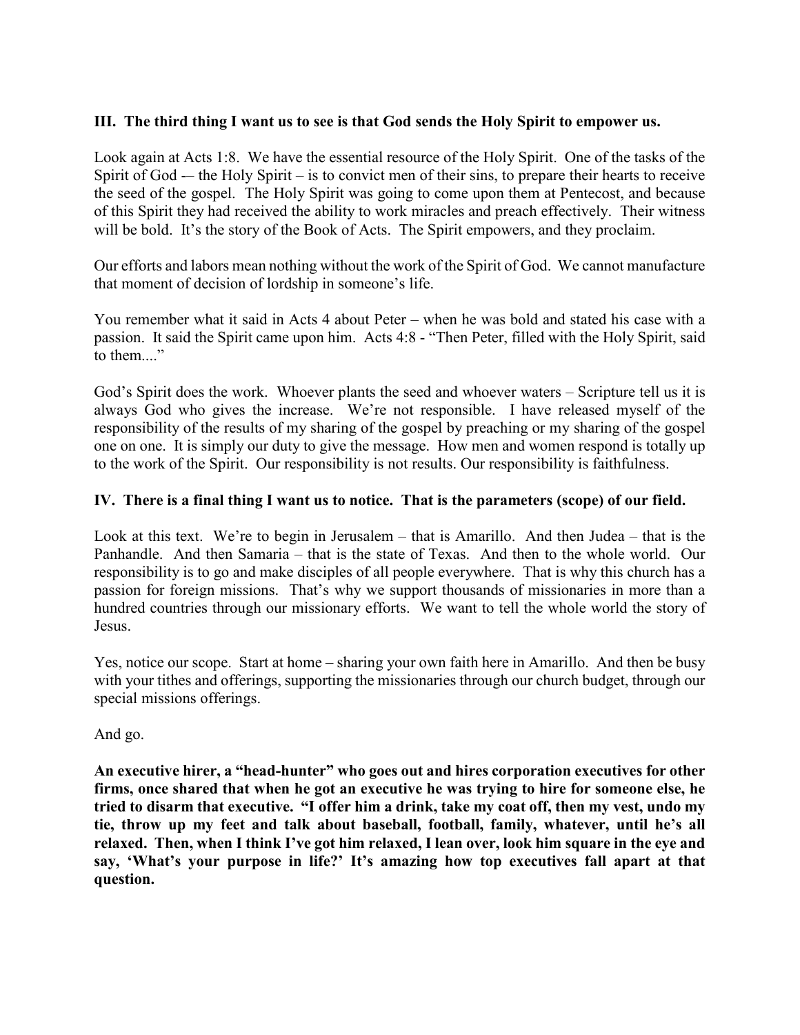**III. The third thing I want us to see is that God sends the Holy Spirit to empower us.**

Look again at Acts 1:8. We have the essential resource of the Holy Spirit. One of the tasks of the Spirit of God -– the Holy Spirit – is to convict men of their sins, to prepare their hearts to receive the seed of the gospel. The Holy Spirit was going to come upon them at Pentecost, and because of this Spirit they had received the ability to work miracles and preach effectively. Their witness will be bold. It's the story of the Book of Acts. The Spirit empowers, and they proclaim.

Our efforts and labors mean nothing without the work of the Spirit of God. We cannot manufacture that moment of decision of lordship in someone's life.

You remember what it said in Acts 4 about Peter – when he was bold and stated his case with a passion. It said the Spirit came upon him. Acts 4:8 - "Then Peter, filled with the Holy Spirit, said to them...."

God's Spirit does the work. Whoever plants the seed and whoever waters – Scripture tell us it is always God who gives the increase. We're not responsible. I have released myself of the responsibility of the results of my sharing of the gospel by preaching or my sharing of the gospel one on one. It is simply our duty to give the message. How men and women respond is totally up to the work of the Spirit. Our responsibility is not results. Our responsibility is faithfulness.

**IV. There is a final thing I want us to notice. That is the parameters (scope) of our field.**

Look at this text. We're to begin in Jerusalem – that is Amarillo. And then Judea – that is the Panhandle. And then Samaria – that is the state of Texas. And then to the whole world. Our responsibility is to go and make disciples of all people everywhere. That is why this church has a passion for foreign missions. That's why we support thousands of missionaries in more than a hundred countries through our missionary efforts. We want to tell the whole world the story of Jesus.

Yes, notice our scope. Start at home – sharing your own faith here in Amarillo. And then be busy with your tithes and offerings, supporting the missionaries through our church budget, through our special missions offerings.

And go.

**An executive hirer, a "head-hunter" who goes out and hires corporation executives for other firms, once shared that when he got an executive he was trying to hire for someone else, he tried to disarm that executive. "I offer him a drink, take my coat off, then my vest, undo my tie, throw up my feet and talk about baseball, football, family, whatever, until he's all relaxed. Then, when I think I've got him relaxed, I lean over, look him square in the eye and say, 'What's your purpose in life?' It's amazing how top executives fall apart at that question.**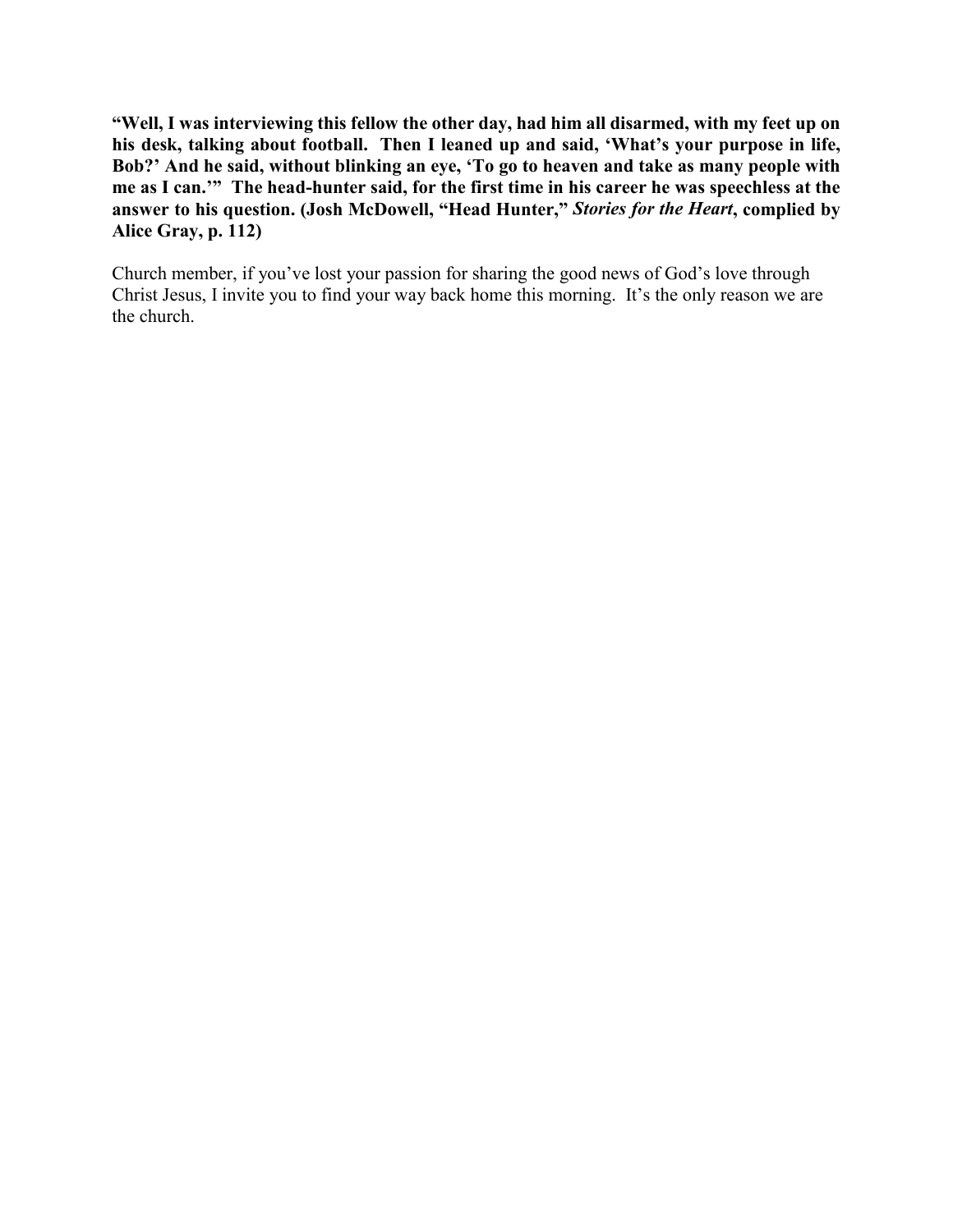**"Well, I was interviewing this fellow the other day, had him all disarmed, with my feet up on his desk, talking about football. Then I leaned up and said, 'What's your purpose in life, Bob?' And he said, without blinking an eye, 'To go to heaven and take as many people with me as I can.'" The head-hunter said, for the first time in his career he was speechless at the answer to his question. (Josh McDowell, "Head Hunter,"** ***Stories for the Heart*****, complied by Alice Gray, p. 112)**

Church member, if you've lost your passion for sharing the good news of God's love through Christ Jesus, I invite you to find your way back home this morning. It's the only reason we are the church.